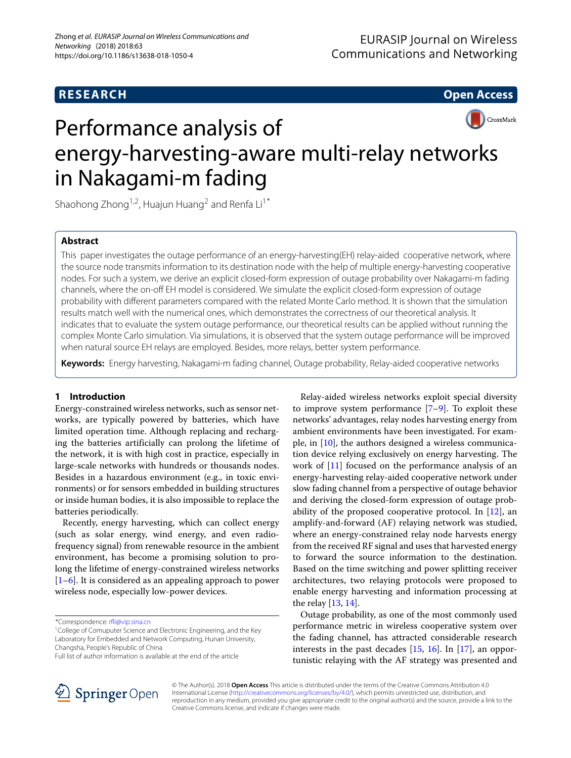RESEARCH | Open Access

# Performance analysis of energy-harvesting-aware multi-relay networks in Nakagami-m fading

Shaohong Zhong[1,2], Huajun Huang[2] and Renfa Li[1*]

## Abstract

This paper investigates the outage performance of an energy-harvesting(EH) relay-aided cooperative network, where the source node transmits information to its destination node with the help of multiple energy-harvesting cooperative nodes. For such a system, we derive an explicit closed-form expression of outage probability over Nakagami-m fading channels, where the on-off EH model is considered. We simulate the explicit closed-form expression of outage probability with different parameters compared with the related Monte Carlo method. It is shown that the simulation results match well with the numerical ones, which demonstrates the correctness of our theoretical analysis. It indicates that to evaluate the system outage performance, our theoretical results can be applied without running the complex Monte Carlo simulation. Via simulations, it is observed that the system outage performance will be improved when natural source EH relays are employed. Besides, more relays, better system performance.

**Keywords:** Energy harvesting, Nakagami-m fading channel, Outage probability, Relay-aided cooperative networks

## 1 Introduction

Energy-constrained wireless networks, such as sensor networks, are typically powered by batteries, which have limited operation time. Although replacing and recharging the batteries artificially can prolong the lifetime of the network, it is with high cost in practice, especially in large-scale networks with hundreds or thousands nodes. Besides in a hazardous environment (e.g., in toxic environments) or for sensors embedded in building structures or inside human bodies, it is also impossible to replace the batteries periodically.

Recently, energy harvesting, which can collect energy (such as solar energy, wind energy, and even radio-frequency signal) from renewable resource in the ambient environment, has become a promising solution to prolong the lifetime of energy-constrained wireless networks [1–6]. It is considered as an appealing approach to power wireless node, especially low-power devices.

Relay-aided wireless networks exploit special diversity to improve system performance [7–9]. To exploit these networks' advantages, relay nodes harvesting energy from ambient environments have been investigated. For example, in [10], the authors designed a wireless communication device relying exclusively on energy harvesting. The work of [11] focused on the performance analysis of an energy-harvesting relay-aided cooperative network under slow fading channel from a perspective of outage behavior and deriving the closed-form expression of outage probability of the proposed cooperative protocol. In [12], an amplify-and-forward (AF) relaying network was studied, where an energy-constrained relay node harvests energy from the received RF signal and uses that harvested energy to forward the source information to the destination. Based on the time switching and power splitting receiver architectures, two relaying protocols were proposed to enable energy harvesting and information processing at the relay [13, 14].

Outage probability, as one of the most commonly used performance metric in wireless cooperative system over the fading channel, has attracted considerable research interests in the past decades [15, 16]. In [17], an opportunistic relaying with the AF strategy was presented and

*Correspondence: rfli@vip.sina.cn
[1]College of Comuputer Science and Electronic Engineering, and the Key Laboratory for Embedded and Network Computing, Hunan University, Changsha, People's Republic of China
Full list of author information is available at the end of the article

© The Author(s). 2018 **Open Access** This article is distributed under the terms of the Creative Commons Attribution 4.0 International License (http://creativecommons.org/licenses/by/4.0/), which permits unrestricted use, distribution, and reproduction in any medium, provided you give appropriate credit to the original author(s) and the source, provide a link to the Creative Commons license, and indicate if changes were made.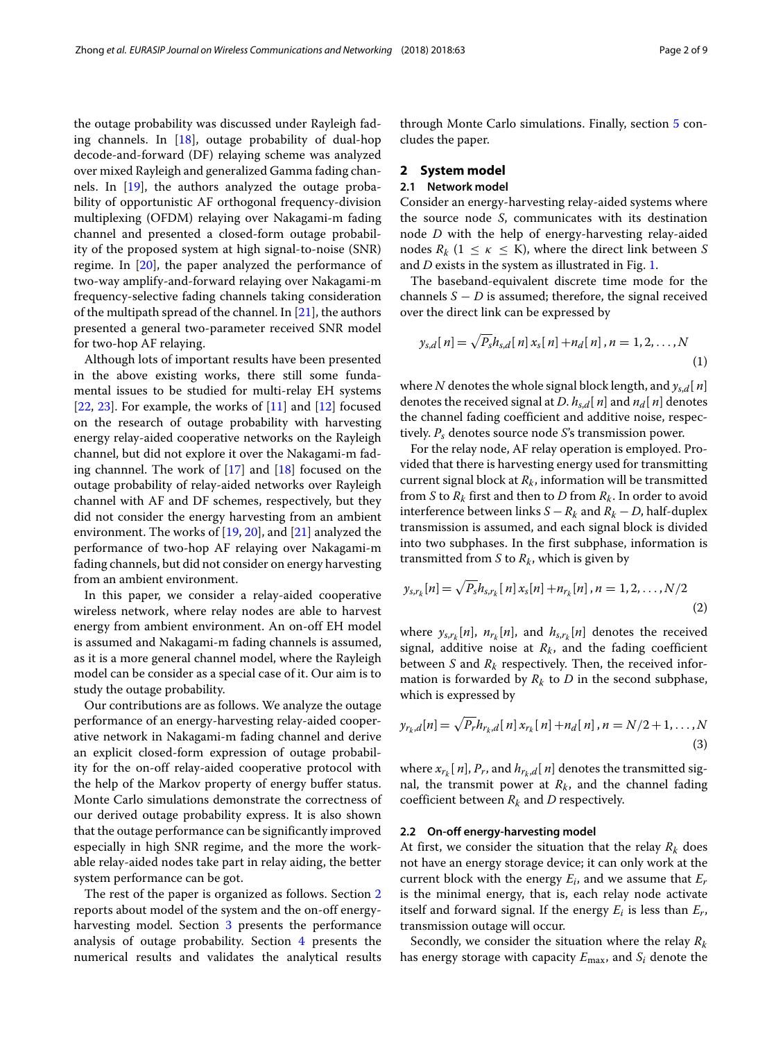the outage probability was discussed under Rayleigh fading channels. In [18], outage probability of dual-hop decode-and-forward (DF) relaying scheme was analyzed over mixed Rayleigh and generalized Gamma fading channels. In [19], the authors analyzed the outage probability of opportunistic AF orthogonal frequency-division multiplexing (OFDM) relaying over Nakagami-m fading channel and presented a closed-form outage probability of the proposed system at high signal-to-noise (SNR) regime. In [20], the paper analyzed the performance of two-way amplify-and-forward relaying over Nakagami-m frequency-selective fading channels taking consideration of the multipath spread of the channel. In [21], the authors presented a general two-parameter received SNR model for two-hop AF relaying.

Although lots of important results have been presented in the above existing works, there still some fundamental issues to be studied for multi-relay EH systems [22, 23]. For example, the works of [11] and [12] focused on the research of outage probability with harvesting energy relay-aided cooperative networks on the Rayleigh channel, but did not explore it over the Nakagami-m fading channnel. The work of [17] and [18] focused on the outage probability of relay-aided networks over Rayleigh channel with AF and DF schemes, respectively, but they did not consider the energy harvesting from an ambient environment. The works of [19, 20], and [21] analyzed the performance of two-hop AF relaying over Nakagami-m fading channels, but did not consider on energy harvesting from an ambient environment.

In this paper, we consider a relay-aided cooperative wireless network, where relay nodes are able to harvest energy from ambient environment. An on-off EH model is assumed and Nakagami-m fading channels is assumed, as it is a more general channel model, where the Rayleigh model can be consider as a special case of it. Our aim is to study the outage probability.

Our contributions are as follows. We analyze the outage performance of an energy-harvesting relay-aided cooperative network in Nakagami-m fading channel and derive an explicit closed-form expression of outage probability for the on-off relay-aided cooperative protocol with the help of the Markov property of energy buffer status. Monte Carlo simulations demonstrate the correctness of our derived outage probability express. It is also shown that the outage performance can be significantly improved especially in high SNR regime, and the more the workable relay-aided nodes take part in relay aiding, the better system performance can be got.

The rest of the paper is organized as follows. Section 2 reports about model of the system and the on-off energy-harvesting model. Section 3 presents the performance analysis of outage probability. Section 4 presents the numerical results and validates the analytical results through Monte Carlo simulations. Finally, section 5 concludes the paper.

## 2 System model

### 2.1 Network model

Consider an energy-harvesting relay-aided systems where the source node $S$, communicates with its destination node $D$ with the help of energy-harvesting relay-aided nodes $R_k$ ($1 \leq \kappa \leq$ K), where the direct link between $S$ and $D$ exists in the system as illustrated in Fig. 1.

The baseband-equivalent discrete time mode for the channels $S - D$ is assumed; therefore, the signal received over the direct link can be expressed by

$$y_{s,d}[n] = \sqrt{P_s} h_{s,d}[n]\, x_s[n] + n_d[n]\,, n = 1, 2, \ldots, N \tag{1}$$

where $N$ denotes the whole signal block length, and $y_{s,d}[n]$ denotes the received signal at $D$. $h_{s,d}[n]$ and $n_d[n]$ denotes the channel fading coefficient and additive noise, respectively. $P_s$ denotes source node $S$'s transmission power.

For the relay node, AF relay operation is employed. Provided that there is harvesting energy used for transmitting current signal block at $R_k$, information will be transmitted from $S$ to $R_k$ first and then to $D$ from $R_k$. In order to avoid interference between links $S - R_k$ and $R_k - D$, half-duplex transmission is assumed, and each signal block is divided into two subphases. In the first subphase, information is transmitted from $S$ to $R_k$, which is given by

$$y_{s,r_k}[n] = \sqrt{P_s} h_{s,r_k}[n]\, x_s[n] + n_{r_k}[n]\,, n = 1, 2, \ldots, N/2 \tag{2}$$

where $y_{s,r_k}[n]$, $n_{r_k}[n]$, and $h_{s,r_k}[n]$ denotes the received signal, additive noise at $R_k$, and the fading coefficient between $S$ and $R_k$ respectively. Then, the received information is forwarded by $R_k$ to $D$ in the second subphase, which is expressed by

$$y_{r_k,d}[n] = \sqrt{P_r} h_{r_k,d}[n]\, x_{r_k}[n] + n_d[n]\,, n = N/2 + 1, \ldots, N \tag{3}$$

where $x_{r_k}[n]$, $P_r$, and $h_{r_k,d}[n]$ denotes the transmitted signal, the transmit power at $R_k$, and the channel fading coefficient between $R_k$ and $D$ respectively.

### 2.2 On-off energy-harvesting model

At first, we consider the situation that the relay $R_k$ does not have an energy storage device; it can only work at the current block with the energy $E_i$, and we assume that $E_r$ is the minimal energy, that is, each relay node activate itself and forward signal. If the energy $E_i$ is less than $E_r$, transmission outage will occur.

Secondly, we consider the situation where the relay $R_k$ has energy storage with capacity $E_{\max}$, and $S_i$ denote the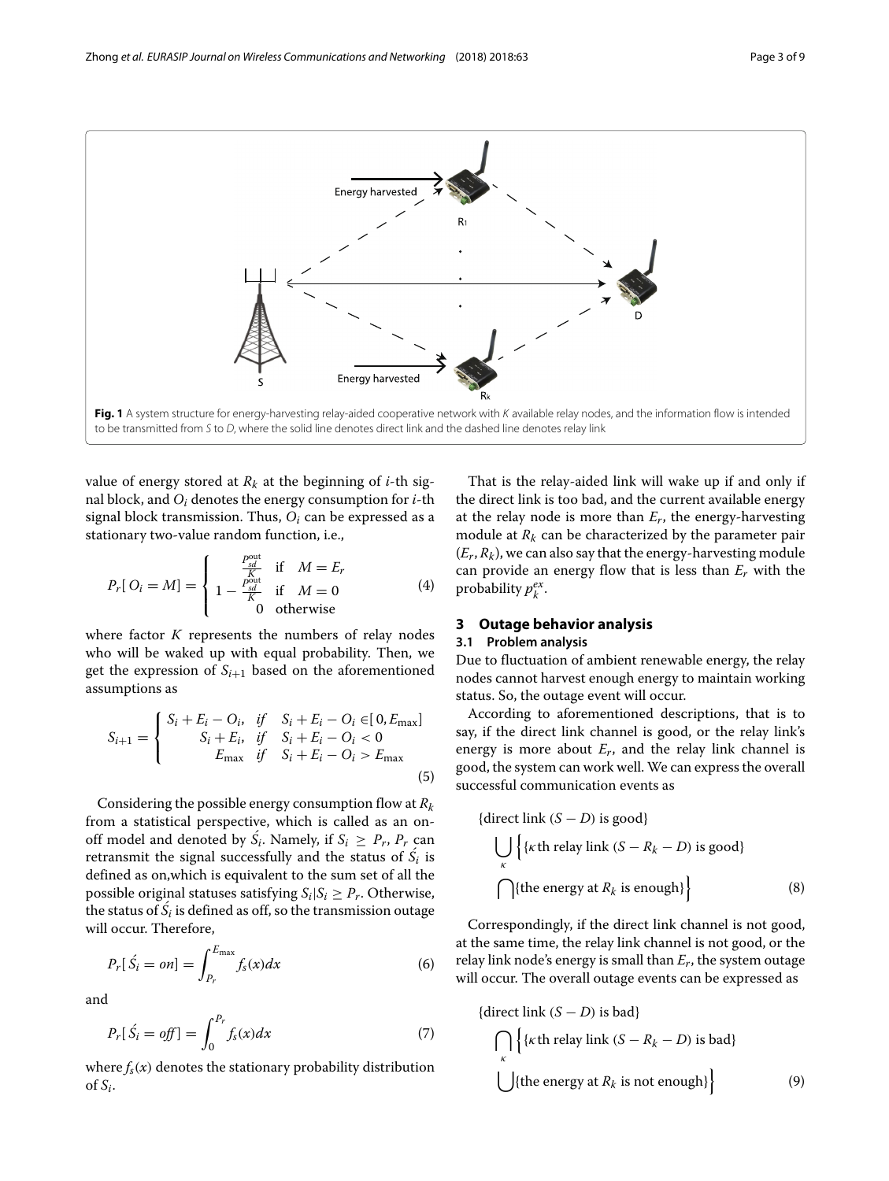**Fig. 1** A system structure for energy-harvesting relay-aided cooperative network with $K$ available relay nodes, and the information flow is intended to be transmitted from $S$ to $D$, where the solid line denotes direct link and the dashed line denotes relay link

value of energy stored at $R_k$ at the beginning of $i$-th signal block, and $O_i$ denotes the energy consumption for $i$-th signal block transmission. Thus, $O_i$ can be expressed as a stationary two-value random function, i.e.,

$$P_r[\,O_i = M] = \begin{cases} \frac{P_{sd}^{\text{out}}}{K} & \text{if} \quad M = E_r \\ 1 - \frac{P_{sd}^{\text{out}}}{K} & \text{if} \quad M = 0 \\ 0 & \text{otherwise} \end{cases} \tag{4}$$

where factor $K$ represents the numbers of relay nodes who will be waked up with equal probability. Then, we get the expression of $S_{i+1}$ based on the aforementioned assumptions as

$$S_{i+1} = \begin{cases} S_i + E_i - O_i, & \textit{if} \quad S_i + E_i - O_i \in [\,0, E_{\max}] \\ S_i + E_i, & \textit{if} \quad S_i + E_i - O_i < 0 \\ E_{\max} & \textit{if} \quad S_i + E_i - O_i > E_{\max} \end{cases} \tag{5}$$

Considering the possible energy consumption flow at $R_k$ from a statistical perspective, which is called as an on-off model and denoted by $\acute{S_i}$. Namely, if $S_i \geq P_r$, $P_r$ can retransmit the signal successfully and the status of $\acute{S_i}$ is defined as on,which is equivalent to the sum set of all the possible original statuses satisfying $S_i|S_i \geq P_r$. Otherwise, the status of $\acute{S_i}$ is defined as off, so the transmission outage will occur. Therefore,

$$P_r[\,\acute{S_i} = on] = \int_{P_r}^{E_{\max}} f_s(x)dx \tag{6}$$

and

$$P_r[\,\acute{S_i} = off] = \int_{0}^{P_r} f_s(x)dx \tag{7}$$

where $f_s(x)$ denotes the stationary probability distribution of $S_i$.

That is the relay-aided link will wake up if and only if the direct link is too bad, and the current available energy at the relay node is more than $E_r$, the energy-harvesting module at $R_k$ can be characterized by the parameter pair $(E_r, R_k)$, we can also say that the energy-harvesting module can provide an energy flow that is less than $E_r$ with the probability $p_k^{ex}$.

## 3 Outage behavior analysis

### 3.1 Problem analysis

Due to fluctuation of ambient renewable energy, the relay nodes cannot harvest enough energy to maintain working status. So, the outage event will occur.

According to aforementioned descriptions, that is to say, if the direct link channel is good, or the relay link's energy is more about $E_r$, and the relay link channel is good, the system can work well. We can express the overall successful communication events as

$$\begin{aligned} &\{\text{direct link } (S - D) \text{ is good}\} \\ &\bigcup_{\kappa} \Big\{ \{\kappa\text{th relay link } (S - R_k - D) \text{ is good}\} \\ &\bigcap \{\text{the energy at } R_k \text{ is enough}\} \Big\} \end{aligned} \tag{8}$$

Correspondingly, if the direct link channel is not good, at the same time, the relay link channel is not good, or the relay link node's energy is small than $E_r$, the system outage will occur. The overall outage events can be expressed as

$$\begin{aligned} &\{\text{direct link } (S - D) \text{ is bad}\} \\ &\bigcap_{\kappa} \Big\{ \{\kappa\text{th relay link } (S - R_k - D) \text{ is bad}\} \\ &\bigcup \{\text{the energy at } R_k \text{ is not enough}\} \Big\} \end{aligned} \tag{9}$$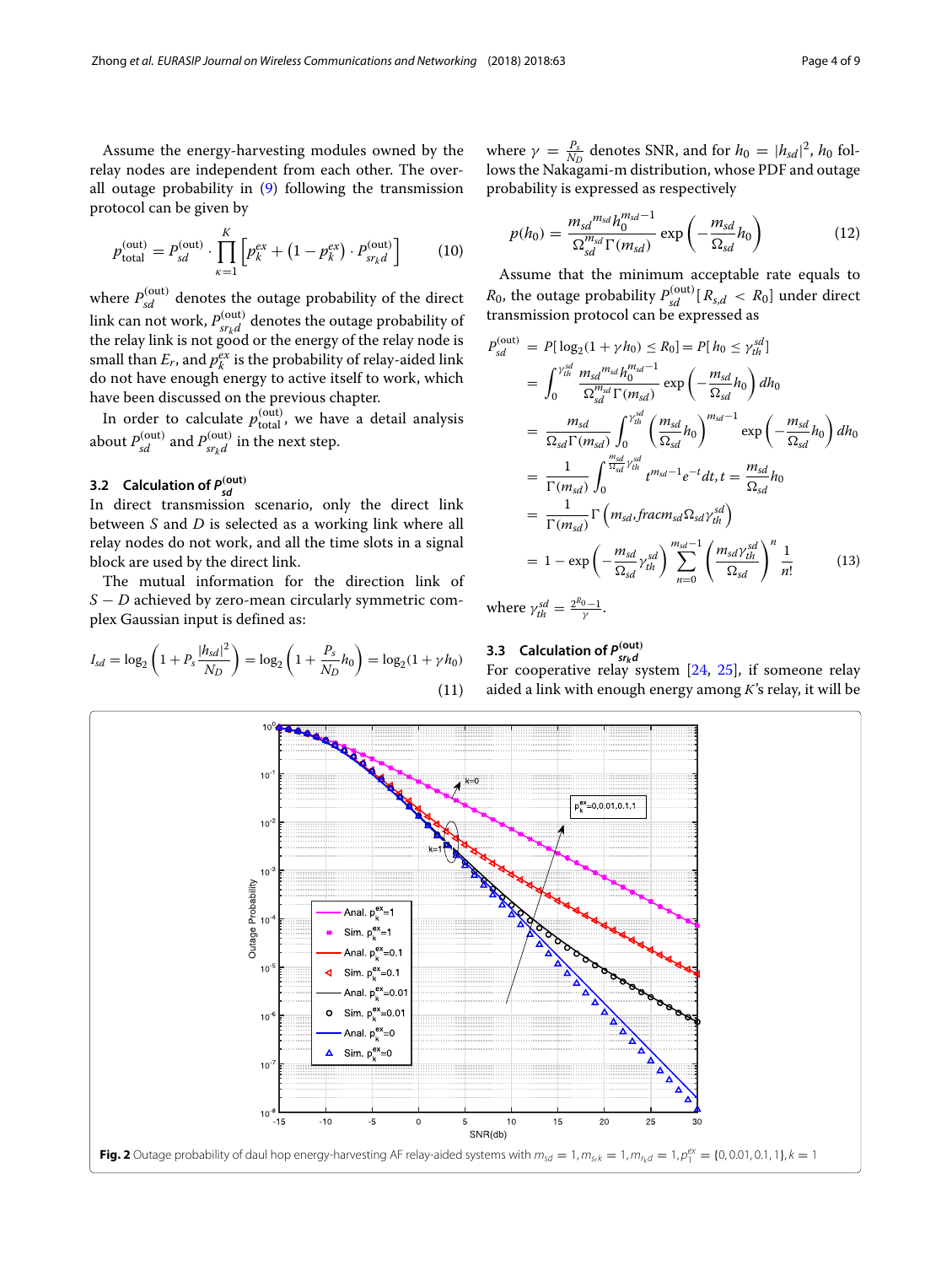Assume the energy-harvesting modules owned by the relay nodes are independent from each other. The overall outage probability in (9) following the transmission protocol can be given by

$$p_{\text{total}}^{(\text{out})} = P_{sd}^{(\text{out})} \cdot \prod_{\kappa=1}^{K} \left[ p_k^{ex} + \left(1 - p_k^{ex}\right) \cdot P_{sr_k d}^{(\text{out})} \right] \tag{10}$$

where $P_{sd}^{(\text{out})}$ denotes the outage probability of the direct link can not work, $P_{sr_k d}^{(\text{out})}$ denotes the outage probability of the relay link is not good or the energy of the relay node is small than $E_r$, and $p_k^{ex}$ is the probability of relay-aided link do not have enough energy to active itself to work, which have been discussed on the previous chapter.

In order to calculate $p_{\text{total}}^{(\text{out})}$, we have a detail analysis about $P_{sd}^{(\text{out})}$ and $P_{sr_k d}^{(\text{out})}$ in the next step.

### 3.2 Calculation of $P_{sd}^{(\text{out})}$

In direct transmission scenario, only the direct link between $S$ and $D$ is selected as a working link where all relay nodes do not work, and all the time slots in a signal block are used by the direct link.

The mutual information for the direction link of $S-D$ achieved by zero-mean circularly symmetric complex Gaussian input is defined as:

$$I_{sd} = \log_2\left(1 + P_s \frac{|h_{sd}|^2}{N_D}\right) = \log_2\left(1 + \frac{P_s}{N_D} h_0\right) = \log_2(1 + \gamma h_0) \tag{11}$$

where $\gamma = \frac{P_s}{N_D}$ denotes SNR, and for $h_0 = |h_{sd}|^2$, $h_0$ follows the Nakagami-m distribution, whose PDF and outage probability is expressed as respectively

$$p(h_0) = \frac{{m_{sd}}^{m_{sd}} h_0^{m_{sd}-1}}{\Omega_{sd}^{m_{sd}} \Gamma(m_{sd})} \exp\left(-\frac{m_{sd}}{\Omega_{sd}} h_0\right) \tag{12}$$

Assume that the minimum acceptable rate equals to $R_0$, the outage probability $P_{sd}^{(\text{out})}[R_{s,d} < R_0]$ under direct transmission protocol can be expressed as

$$\begin{aligned}
P_{sd}^{(\text{out})} &= P[\log_2(1+\gamma h_0) \leq R_0] = P[h_0 \leq \gamma_{th}^{sd}] \\
&= \int_0^{\gamma_{th}^{sd}} \frac{{m_{sd}}^{m_{sd}} h_0^{m_{sd}-1}}{\Omega_{sd}^{m_{sd}} \Gamma(m_{sd})} \exp\left(-\frac{m_{sd}}{\Omega_{sd}} h_0\right) dh_0 \\
&= \frac{m_{sd}}{\Omega_{sd} \Gamma(m_{sd})} \int_0^{\gamma_{th}^{sd}} \left(\frac{m_{sd}}{\Omega_{sd}} h_0\right)^{m_{sd}-1} \exp\left(-\frac{m_{sd}}{\Omega_{sd}} h_0\right) dh_0 \\
&= \frac{1}{\Gamma(m_{sd})} \int_0^{\frac{m_{sd}}{\Omega_{sd}} \gamma_{th}^{sd}} t^{m_{sd}-1} e^{-t} dt, t = \frac{m_{sd}}{\Omega_{sd}} h_0 \\
&= \frac{1}{\Gamma(m_{sd})} \Gamma\left(m_{sd}, fracm_{sd} \Omega_{sd} \gamma_{th}^{sd}\right) \\
&= 1 - \exp\left(-\frac{m_{sd}}{\Omega_{sd}} \gamma_{th}^{sd}\right) \sum_{n=0}^{m_{sd}-1} \left(\frac{m_{sd} \gamma_{th}^{sd}}{\Omega_{sd}}\right)^n \frac{1}{n!}
\end{aligned} \tag{13}$$

where $\gamma_{th}^{sd} = \frac{2^{R_0}-1}{\gamma}$.

### 3.3 Calculation of $P_{sr_k d}^{(\text{out})}$

For cooperative relay system [24, 25], if someone relay aided a link with enough energy among $K$'s relay, it will be

**Fig. 2** Outage probability of daul hop energy-harvesting AF relay-aided systems with $m_{sd} = 1, m_{sr_k} = 1, m_{r_k d} = 1, p_1^{ex} = \{0, 0.01, 0.1, 1\}, k = 1$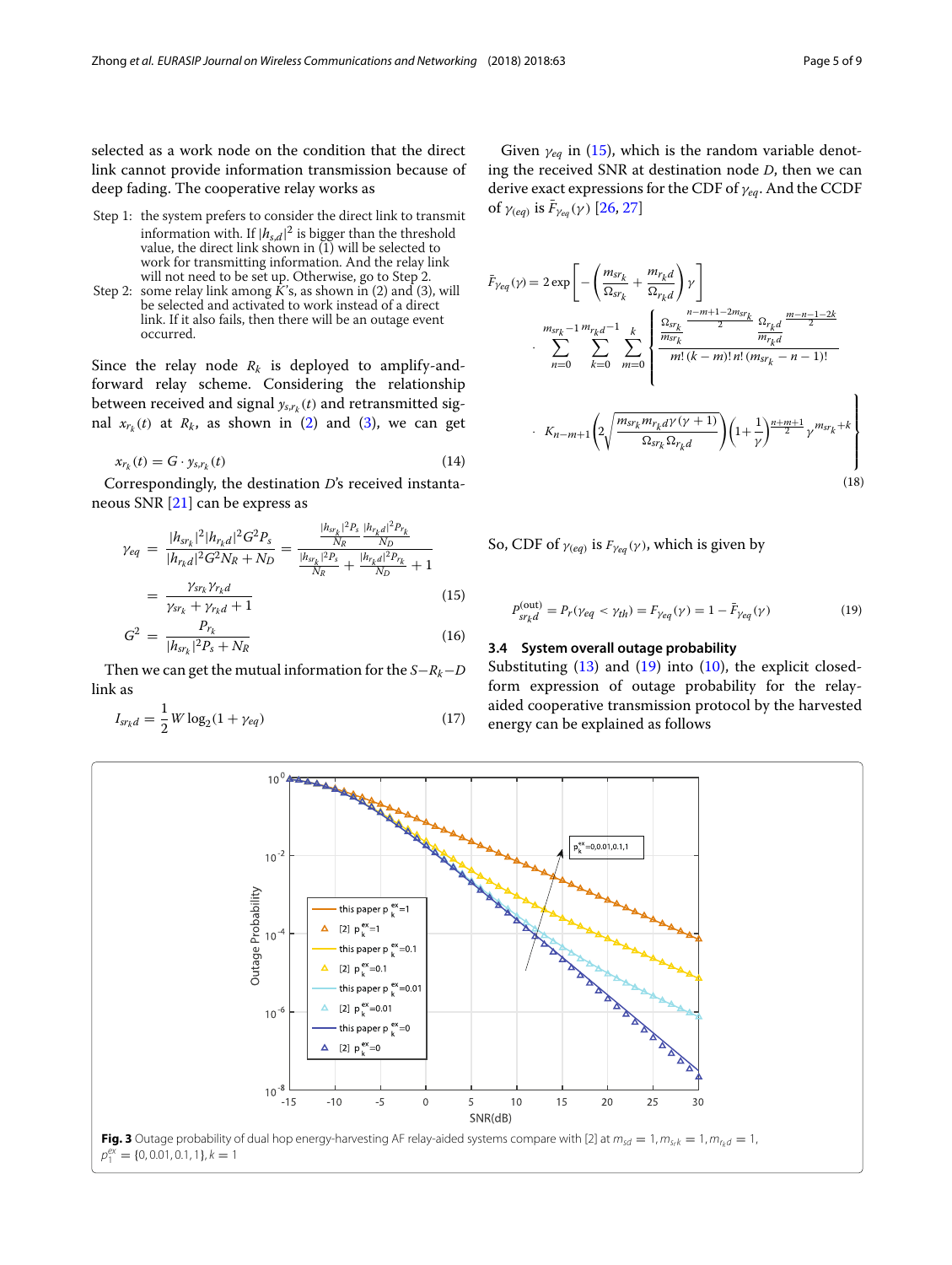selected as a work node on the condition that the direct link cannot provide information transmission because of deep fading. The cooperative relay works as

Step 1: the system prefers to consider the direct link to transmit information with. If $|h_{s,d}|^2$ is bigger than the threshold value, the direct link shown in (1) will be selected to work for transmitting information. And the relay link will not need to be set up. Otherwise, go to Step 2.

Step 2: some relay link among $K$'s, as shown in (2) and (3), will be selected and activated to work instead of a direct link. If it also fails, then there will be an outage event occurred.

Since the relay node $R_k$ is deployed to amplify-and-forward relay scheme. Considering the relationship between received and signal $y_{s,r_k}(t)$ and retransmitted signal $x_{r_k}(t)$ at $R_k$, as shown in (2) and (3), we can get

$$x_{r_k}(t) = G \cdot y_{s,r_k}(t) \tag{14}$$

Correspondingly, the destination $D$'s received instantaneous SNR [21] can be express as

$$\gamma_{eq} = \frac{|h_{sr_k}|^2|h_{r_kd}|^2G^2P_s}{|h_{r_kd}|^2G^2N_R + N_D} = \frac{\frac{|h_{sr_k}|^2P_s}{N_R}\frac{|h_{r_kd}|^2P_{r_k}}{N_D}}{\frac{|h_{sr_k}|^2P_s}{N_R} + \frac{|h_{r_kd}|^2P_{r_k}}{N_D} + 1}$$

$$= \frac{\gamma_{sr_k}\gamma_{r_kd}}{\gamma_{sr_k} + \gamma_{r_kd} + 1} \tag{15}$$

$$G^2 = \frac{P_{r_k}}{|h_{sr_k}|^2P_s + N_R} \tag{16}$$

Then we can get the mutual information for the $S-R_k-D$ link as

$$I_{sr_kd} = \frac{1}{2}W\log_2(1 + \gamma_{eq}) \tag{17}$$

Given $\gamma_{eq}$ in (15), which is the random variable denoting the received SNR at destination node $D$, then we can derive exact expressions for the CDF of $\gamma_{eq}$. And the CCDF of $\gamma_{(eq)}$ is $\bar{F}_{\gamma_{eq}}(\gamma)$ [26, 27]

$$\bar{F}_{\gamma_{eq}}(\gamma) = 2\exp\left[-\left(\frac{m_{sr_k}}{\Omega_{sr_k}} + \frac{m_{r_kd}}{\Omega_{r_kd}}\right)\gamma\right] \cdot \sum_{n=0}^{m_{sr_k}-1}\sum_{k=0}^{m_{r_kd}-1}\sum_{m=0}^{k}\left\{\frac{\frac{\Omega_{sr_k}}{m_{sr_k}}^{\frac{n-m+1-2m_{sr_k}}{2}}\frac{\Omega_{r_kd}}{m_{r_kd}}^{\frac{m-n-1-2k}{2}}}{m!\,(k-m)!\,n!\,(m_{sr_k}-n-1)!} \cdot K_{n-m+1}\left(2\sqrt{\frac{m_{sr_k}m_{r_kd}\gamma(\gamma+1)}{\Omega_{sr_k}\Omega_{r_kd}}}\right)\left(1+\frac{1}{\gamma}\right)^{\frac{n+m+1}{2}}\gamma^{m_{sr_k}+k}\right\} \tag{18}$$

So, CDF of $\gamma_{(eq)}$ is $F_{\gamma_{eq}}(\gamma)$, which is given by

$$P_{sr_kd}^{(\text{out})} = P_r(\gamma_{eq} < \gamma_{th}) = F_{\gamma_{eq}}(\gamma) = 1 - \bar{F}_{\gamma_{eq}}(\gamma) \tag{19}$$

### 3.4 System overall outage probability

Substituting (13) and (19) into (10), the explicit closed-form expression of outage probability for the relay-aided cooperative transmission protocol by the harvested energy can be explained as follows

**Fig. 3** Outage probability of dual hop energy-harvesting AF relay-aided systems compare with [2] at $m_{sd} = 1, m_{sr_k} = 1, m_{r_kd} = 1$, $p_1^{ex} = \{0, 0.01, 0.1, 1\}, k = 1$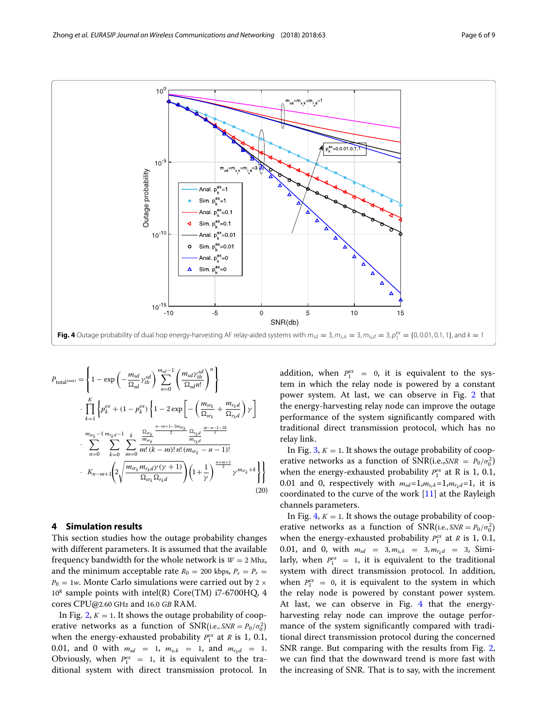Fig. 4 Outage probability of dual hop energy-harvesting AF relay-aided systems with $m_{sd} = 3, m_{s_r k} = 3, m_{r_k d} = 3, p_1^{ex} = \{0, 0.01, 0.1, 1\}$, and $k = 1$

$$
\begin{aligned}
P_{\text{total}^{(out)}} =& \left\{ 1 - \exp\left( -\frac{m_{sd}}{\Omega_{sd}} \gamma_{th}^{sd} \right) \sum_{n=0}^{m_{sd}-1} \left( \frac{m_{sd}\gamma_{th}^{sd}}{\Omega_{sd} n!} \right)^n \right\} \\
& \cdot \prod_{k=1}^{K} \left\{ p_k^{ex} + (1 - p_k^{ex}) \left\{ 1 - 2\exp\left[ -\left( \frac{m_{sr_k}}{\Omega_{sr_k}} + \frac{m_{r_k d}}{\Omega_{r_k d}} \right) \gamma \right] \right. \right. \\
& \cdot \sum_{n=0}^{m_{sr_k}-1} \sum_{k=0}^{m_{r_k d}-1} \sum_{m=0}^{k} \frac{\frac{\Omega_{sr_k}}{m_{sr_k}}^{\frac{n-m+1-2m_{sr_k}}{2}} \frac{\Omega_{r_k d}}{m_{r_k d}}^{\frac{m-n-1-2k}{2}}}{m!\,(k-m)!\,n!\,(m_{sr_k} - n - 1)!} \\
& \left. \left. \cdot K_{n-m+1}\left( 2\sqrt{\frac{m_{sr_k} m_{r_k d} \gamma(\gamma+1)}{\Omega_{sr_k} \Omega_{r_k d}}} \right) \left( 1 + \frac{1}{\gamma} \right)^{\frac{n+m+1}{2}} \gamma^{m_{sr_k}+k} \right\} \right\}
\end{aligned}
\tag{20}
$$

## 4 Simulation results

This section studies how the outage probability changes with different parameters. It is assumed that the available frequency bandwidth for the whole network is $W = 2$ Mhz, and the minimum acceptable rate $R_0 = 200$ kbps, $P_s = P_r = P_0 = 1w$. Monte Carlo simulations were carried out by $2 \times 10^8$ sample points with intel(R) Core(TM) i7-6700HQ, 4 cores CPU@2.60 GHz and 16.0 $GB$ RAM.

In Fig. 2, $K = 1$. It shows the outage probability of cooperative networks as a function of SNR(i.e., $SNR = P_0/\sigma_0^2$) when the energy-exhausted probability $P_1^{ex}$ at $R$ is 1, 0.1, 0.01, and 0 with $m_{sd} = 1$, $m_{s_r k} = 1$, and $m_{r_k d} = 1$. Obviously, when $P_1^{ex} = 1$, it is equivalent to the traditional system with direct transmission protocol. In addition, when $P_1^{ex} = 0$, it is equivalent to the system in which the relay node is powered by a constant power system. At last, we can observe in Fig. 2 that the energy-harvesting relay node can improve the outage performance of the system significantly compared with traditional direct transmission protocol, which has no relay link.

In Fig. 3, $K = 1$. It shows the outage probability of cooperative networks as a function of SNR(i.e., $SNR = P_0/\sigma_0^2$) when the energy-exhausted probability $P_1^{ex}$ at R is 1, 0.1, 0.01 and 0, respectively with $m_{sd}$=1,$m_{s,k}$=1,$m_{r_k d}$=1, it is coordinated to the curve of the work [11] at the Rayleigh channels parameters.

In Fig. 4, $K = 1$. It shows the outage probability of cooperative networks as a function of SNR(i.e., $SNR = P_0/\sigma_0^2$) when the energy-exhausted probability $P_1^{ex}$ at R is 1, 0.1, 0.01, and 0, with $m_{sd} = 3, m_{s_r k} = 3, m_{r_k d} = 3$, Similarly, when $P_1^{ex} = 1$, it is equivalent to the traditional system with direct transmission protocol. In addition, when $P_1^{ex} = 0$, it is equivalent to the system in which the relay node is powered by constant power system. At last, we can observe in Fig. 4 that the energy-harvesting relay node can improve the outage performance of the system significantly compared with traditional direct transmission protocol during the concerned SNR range. But comparing with the results from Fig. 2, we can find that the downward trend is more fast with the increasing of SNR. That is to say, with the increment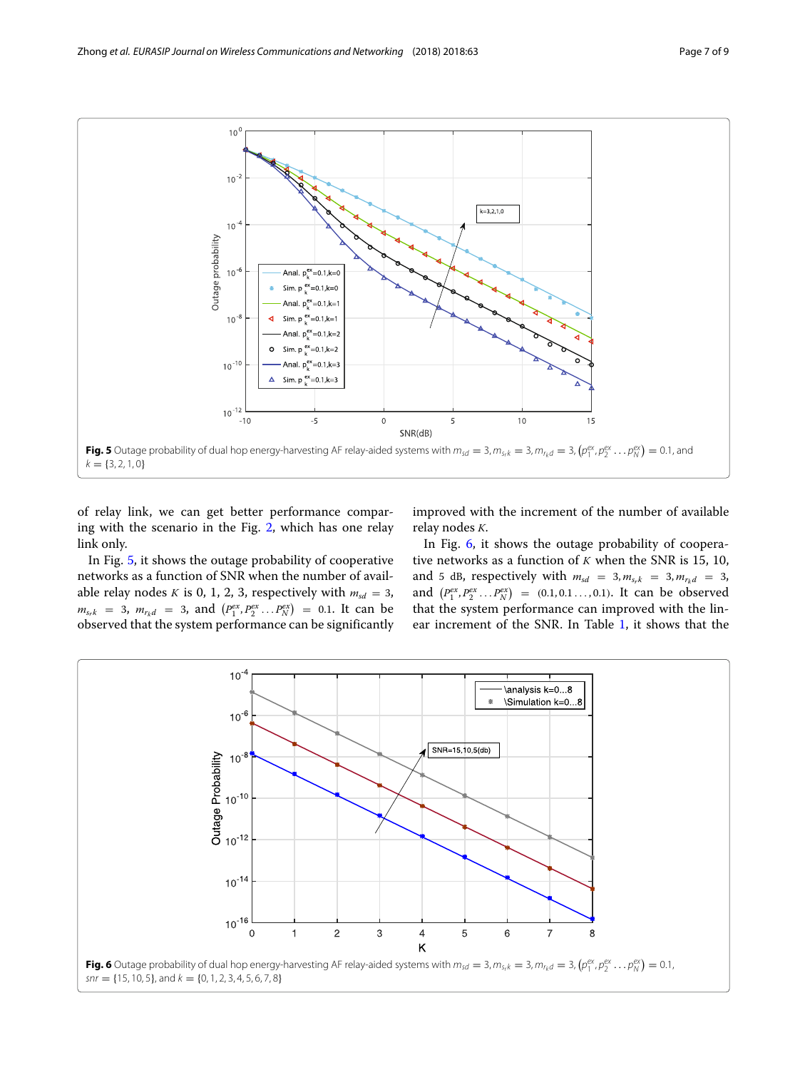of relay link, we can get better performance comparing with the scenario in the Fig. 2, which has one relay link only.

In Fig. 5, it shows the outage probability of cooperative networks as a function of SNR when the number of available relay nodes $K$ is 0, 1, 2, 3, respectively with $m_{sd} = 3$, $m_{s_r k} = 3$, $m_{r_k d} = 3$, and $(P_1^{ex}, P_2^{ex} \ldots P_N^{ex}) = 0.1$. It can be observed that the system performance can be significantly improved with the increment of the number of available relay nodes $K$.

In Fig. 6, it shows the outage probability of cooperative networks as a function of $K$ when the SNR is 15, 10, and 5 dB, respectively with $m_{sd} = 3, m_{s_r k} = 3, m_{r_k d} = 3$, and $(P_1^{ex}, P_2^{ex} \ldots P_N^{ex}) = (0.1, 0.1 \ldots, 0.1)$. It can be observed that the system performance can improved with the linear increment of the SNR. In Table 1, it shows that the

**Fig. 5** Outage probability of dual hop energy-harvesting AF relay-aided systems with $m_{sd} = 3, m_{s_r k} = 3, m_{r_k d} = 3, (p_1^{ex}, p_2^{ex} \ldots p_N^{ex}) = 0.1$, and $k = \{3, 2, 1, 0\}$

**Fig. 6** Outage probability of dual hop energy-harvesting AF relay-aided systems with $m_{sd} = 3, m_{s_r k} = 3, m_{r_k d} = 3, (p_1^{ex}, p_2^{ex} \ldots p_N^{ex}) = 0.1$, $snr = \{15, 10, 5\}$, and $k = \{0, 1, 2, 3, 4, 5, 6, 7, 8\}$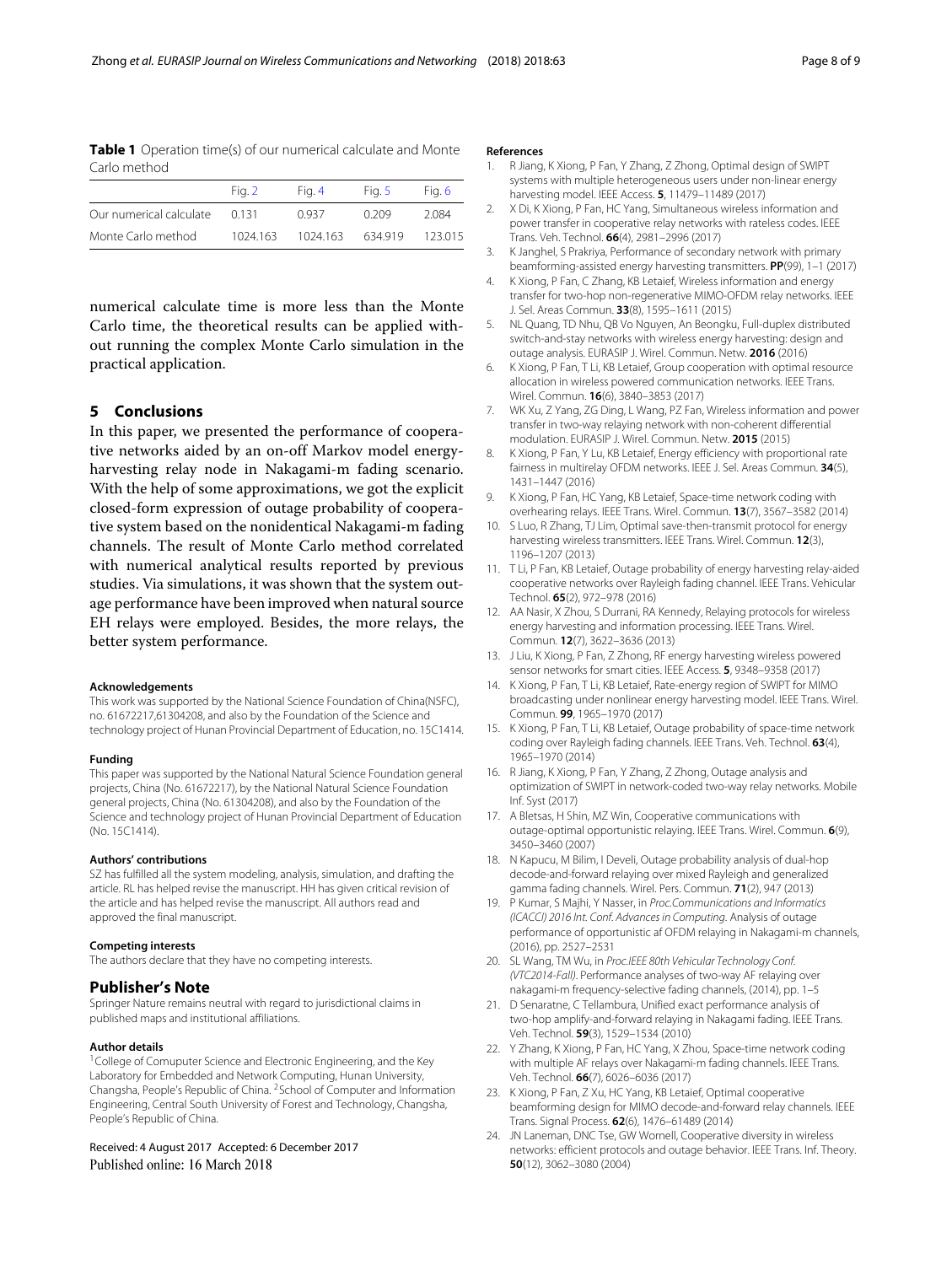**Table 1** Operation time(s) of our numerical calculate and Monte Carlo method

| | Fig. 2 | Fig. 4 | Fig. 5 | Fig. 6 |
|---|---|---|---|---|
| Our numerical calculate | 0.131 | 0.937 | 0.209 | 2.084 |
| Monte Carlo method | 1024.163 | 1024.163 | 634.919 | 123.015 |

numerical calculate time is more less than the Monte Carlo time, the theoretical results can be applied without running the complex Monte Carlo simulation in the practical application.

## 5 Conclusions

In this paper, we presented the performance of cooperative networks aided by an on-off Markov model energy-harvesting relay node in Nakagami-m fading scenario. With the help of some approximations, we got the explicit closed-form expression of outage probability of cooperative system based on the nonidentical Nakagami-m fading channels. The result of Monte Carlo method correlated with numerical analytical results reported by previous studies. Via simulations, it was shown that the system outage performance have been improved when natural source EH relays were employed. Besides, the more relays, the better system performance.

#### Acknowledgements

This work was supported by the National Science Foundation of China(NSFC), no. 61672217,61304208, and also by the Foundation of the Science and technology project of Hunan Provincial Department of Education, no. 15C1414.

#### Funding

This paper was supported by the National Natural Science Foundation general projects, China (No. 61672217), by the National Natural Science Foundation general projects, China (No. 61304208), and also by the Foundation of the Science and technology project of Hunan Provincial Department of Education (No. 15C1414).

#### Authors' contributions

SZ has fulfilled all the system modeling, analysis, simulation, and drafting the article. RL has helped revise the manuscript. HH has given critical revision of the article and has helped revise the manuscript. All authors read and approved the final manuscript.

#### Competing interests

The authors declare that they have no competing interests.

### Publisher's Note

Springer Nature remains neutral with regard to jurisdictional claims in published maps and institutional affiliations.

#### Author details

[1]College of Comuputer Science and Electronic Engineering, and the Key Laboratory for Embedded and Network Computing, Hunan University, Changsha, People's Republic of China. [2]School of Computer and Information Engineering, Central South University of Forest and Technology, Changsha, People's Republic of China.

Received: 4 August 2017 Accepted: 6 December 2017
Published online: 16 March 2018

#### References

1. R Jiang, K Xiong, P Fan, Y Zhang, Z Zhong, Optimal design of SWIPT systems with multiple heterogeneous users under non-linear energy harvesting model. IEEE Access. **5**, 11479–11489 (2017)
2. X Di, K Xiong, P Fan, HC Yang, Simultaneous wireless information and power transfer in cooperative relay networks with rateless codes. IEEE Trans. Veh. Technol. **66**(4), 2981–2996 (2017)
3. K Janghel, S Prakriya, Performance of secondary network with primary beamforming-assisted energy harvesting transmitters. **PP**(99), 1–1 (2017)
4. K Xiong, P Fan, C Zhang, KB Letaief, Wireless information and energy transfer for two-hop non-regenerative MIMO-OFDM relay networks. IEEE J. Sel. Areas Commun. **33**(8), 1595–1611 (2015)
5. NL Quang, TD Nhu, QB Vo Nguyen, An Beongku, Full-duplex distributed switch-and-stay networks with wireless energy harvesting: design and outage analysis. EURASIP J. Wirel. Commun. Netw. **2016** (2016)
6. K Xiong, P Fan, T Li, KB Letaief, Group cooperation with optimal resource allocation in wireless powered communication networks. IEEE Trans. Wirel. Commun. **16**(6), 3840–3853 (2017)
7. WK Xu, Z Yang, ZG Ding, L Wang, PZ Fan, Wireless information and power transfer in two-way relaying network with non-coherent differential modulation. EURASIP J. Wirel. Commun. Netw. **2015** (2015)
8. K Xiong, P Fan, Y Lu, KB Letaief, Energy efficiency with proportional rate fairness in multirelay OFDM networks. IEEE J. Sel. Areas Commun. **34**(5), 1431–1447 (2016)
9. K Xiong, P Fan, HC Yang, KB Letaief, Space-time network coding with overhearing relays. IEEE Trans. Wirel. Commun. **13**(7), 3567–3582 (2014)
10. S Luo, R Zhang, TJ Lim, Optimal save-then-transmit protocol for energy harvesting wireless transmitters. IEEE Trans. Wirel. Commun. **12**(3), 1196–1207 (2013)
11. T Li, P Fan, KB Letaief, Outage probability of energy harvesting relay-aided cooperative networks over Rayleigh fading channel. IEEE Trans. Vehicular Technol. **65**(2), 972–978 (2016)
12. AA Nasir, X Zhou, S Durrani, RA Kennedy, Relaying protocols for wireless energy harvesting and information processing. IEEE Trans. Wirel. Commun. **12**(7), 3622–3636 (2013)
13. J Liu, K Xiong, P Fan, Z Zhong, RF energy harvesting wireless powered sensor networks for smart cities. IEEE Access. **5**, 9348–9358 (2017)
14. K Xiong, P Fan, T Li, KB Letaief, Rate-energy region of SWIPT for MIMO broadcasting under nonlinear energy harvesting model. IEEE Trans. Wirel. Commun. **99**, 1965–1970 (2017)
15. K Xiong, P Fan, T Li, KB Letaief, Outage probability of space-time network coding over Rayleigh fading channels. IEEE Trans. Veh. Technol. **63**(4), 1965–1970 (2014)
16. R Jiang, K Xiong, P Fan, Y Zhang, Z Zhong, Outage analysis and optimization of SWIPT in network-coded two-way relay networks. Mobile Inf. Syst (2017)
17. A Bletsas, H Shin, MZ Win, Cooperative communications with outage-optimal opportunistic relaying. IEEE Trans. Wirel. Commun. **6**(9), 3450–3460 (2007)
18. N Kapucu, M Bilim, I Develi, Outage probability analysis of dual-hop decode-and-forward relaying over mixed Rayleigh and generalized gamma fading channels. Wirel. Pers. Commun. **71**(2), 947 (2013)
19. P Kumar, S Majhi, Y Nasser, in *Proc.Communications and Informatics (ICACCI) 2016 Int. Conf. Advances in Computing*. Analysis of outage performance of opportunistic af OFDM relaying in Nakagami-m channels, (2016), pp. 2527–2531
20. SL Wang, TM Wu, in *Proc.IEEE 80th Vehicular Technology Conf. (VTC2014-Fall)*. Performance analyses of two-way AF relaying over nakagami-m frequency-selective fading channels, (2014), pp. 1–5
21. D Senaratne, C Tellambura, Unified exact performance analysis of two-hop amplify-and-forward relaying in Nakagami fading. IEEE Trans. Veh. Technol. **59**(3), 1529–1534 (2010)
22. Y Zhang, K Xiong, P Fan, HC Yang, X Zhou, Space-time network coding with multiple AF relays over Nakagami-m fading channels. IEEE Trans. Veh. Technol. **66**(7), 6026–6036 (2017)
23. K Xiong, P Fan, Z Xu, HC Yang, KB Letaief, Optimal cooperative beamforming design for MIMO decode-and-forward relay channels. IEEE Trans. Signal Process. **62**(6), 1476–61489 (2014)
24. JN Laneman, DNC Tse, GW Wornell, Cooperative diversity in wireless networks: efficient protocols and outage behavior. IEEE Trans. Inf. Theory. **50**(12), 3062–3080 (2004)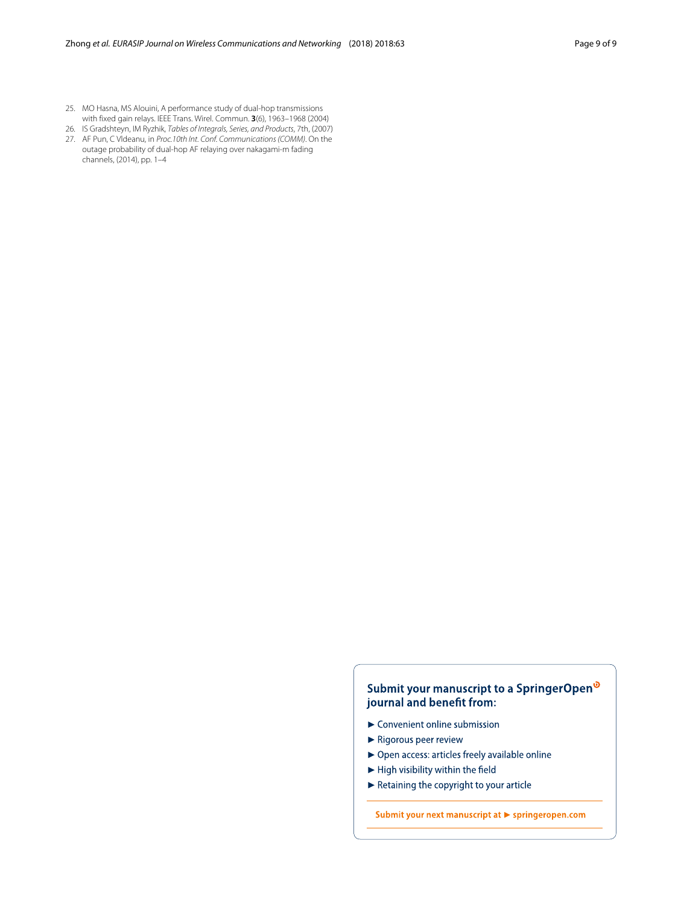25. MO Hasna, MS Alouini, A performance study of dual-hop transmissions with fixed gain relays. IEEE Trans. Wirel. Commun. **3**(6), 1963–1968 (2004)
26. IS Gradshteyn, IM Ryzhik, *Tables of Integrals, Series, and Products*, 7th, (2007)
27. AF Pun, C Vldeanu, in *Proc.10th Int. Conf. Communications (COMM)*. On the outage probability of dual-hop AF relaying over nakagami-m fading channels, (2014), pp. 1–4

**Submit your manuscript to a SpringerOpen journal and benefit from:**

- ► Convenient online submission
- ► Rigorous peer review
- ► Open access: articles freely available online
- ► High visibility within the field
- ► Retaining the copyright to your article

**Submit your next manuscript at ► springeropen.com**